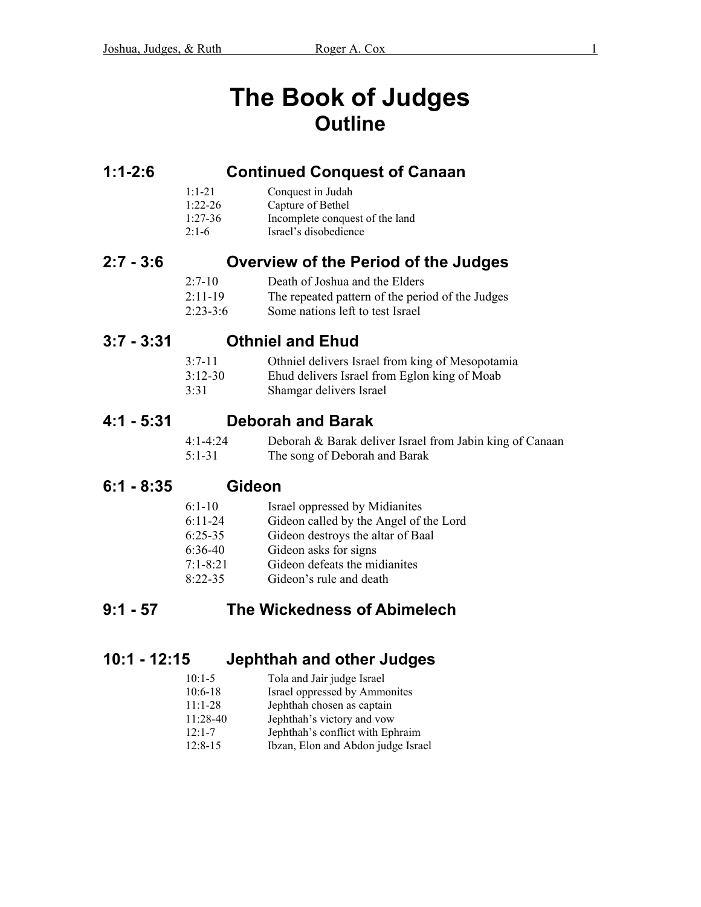# The Book of Judges

## Outline

### 1:1-2:6 Continued Conquest of Canaan

| | |
|---|---|
| 1:1-21 | Conquest in Judah |
| 1:22-26 | Capture of Bethel |
| 1:27-36 | Incomplete conquest of the land |
| 2:1-6 | Israel's disobedience |

### 2:7 - 3:6 Overview of the Period of the Judges

| | |
|---|---|
| 2:7-10 | Death of Joshua and the Elders |
| 2:11-19 | The repeated pattern of the period of the Judges |
| 2:23-3:6 | Some nations left to test Israel |

### 3:7 - 3:31 Othniel and Ehud

| | |
|---|---|
| 3:7-11 | Othniel delivers Israel from king of Mesopotamia |
| 3:12-30 | Ehud delivers Israel from Eglon king of Moab |
| 3:31 | Shamgar delivers Israel |

### 4:1 - 5:31 Deborah and Barak

| | |
|---|---|
| 4:1-4:24 | Deborah & Barak deliver Israel from Jabin king of Canaan |
| 5:1-31 | The song of Deborah and Barak |

### 6:1 - 8:35 Gideon

| | |
|---|---|
| 6:1-10 | Israel oppressed by Midianites |
| 6:11-24 | Gideon called by the Angel of the Lord |
| 6:25-35 | Gideon destroys the altar of Baal |
| 6:36-40 | Gideon asks for signs |
| 7:1-8:21 | Gideon defeats the midianites |
| 8:22-35 | Gideon's rule and death |

### 9:1 - 57 The Wickedness of Abimelech

### 10:1 - 12:15 Jephthah and other Judges

| | |
|---|---|
| 10:1-5 | Tola and Jair judge Israel |
| 10:6-18 | Israel oppressed by Ammonites |
| 11:1-28 | Jephthah chosen as captain |
| 11:28-40 | Jephthah's victory and vow |
| 12:1-7 | Jephthah's conflict with Ephraim |
| 12:8-15 | Ibzan, Elon and Abdon judge Israel |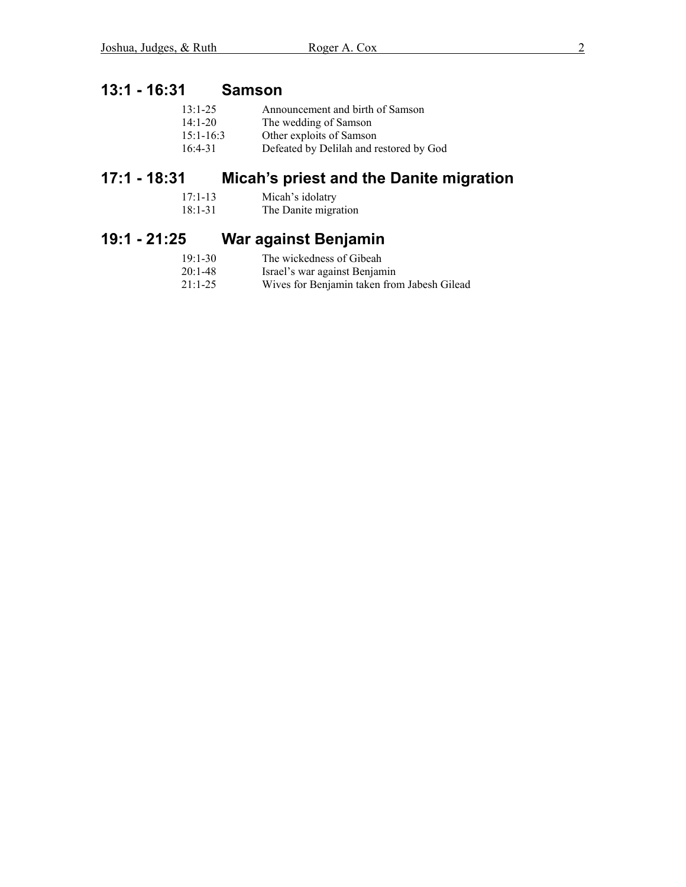## 13:1 - 16:31 Samson

| | |
|---|---|
| 13:1-25 | Announcement and birth of Samson |
| 14:1-20 | The wedding of Samson |
| 15:1-16:3 | Other exploits of Samson |
| 16:4-31 | Defeated by Delilah and restored by God |

## 17:1 - 18:31 Micah's priest and the Danite migration

| | |
|---|---|
| 17:1-13 | Micah's idolatry |
| 18:1-31 | The Danite migration |

## 19:1 - 21:25 War against Benjamin

| | |
|---|---|
| 19:1-30 | The wickedness of Gibeah |
| 20:1-48 | Israel's war against Benjamin |
| 21:1-25 | Wives for Benjamin taken from Jabesh Gilead |